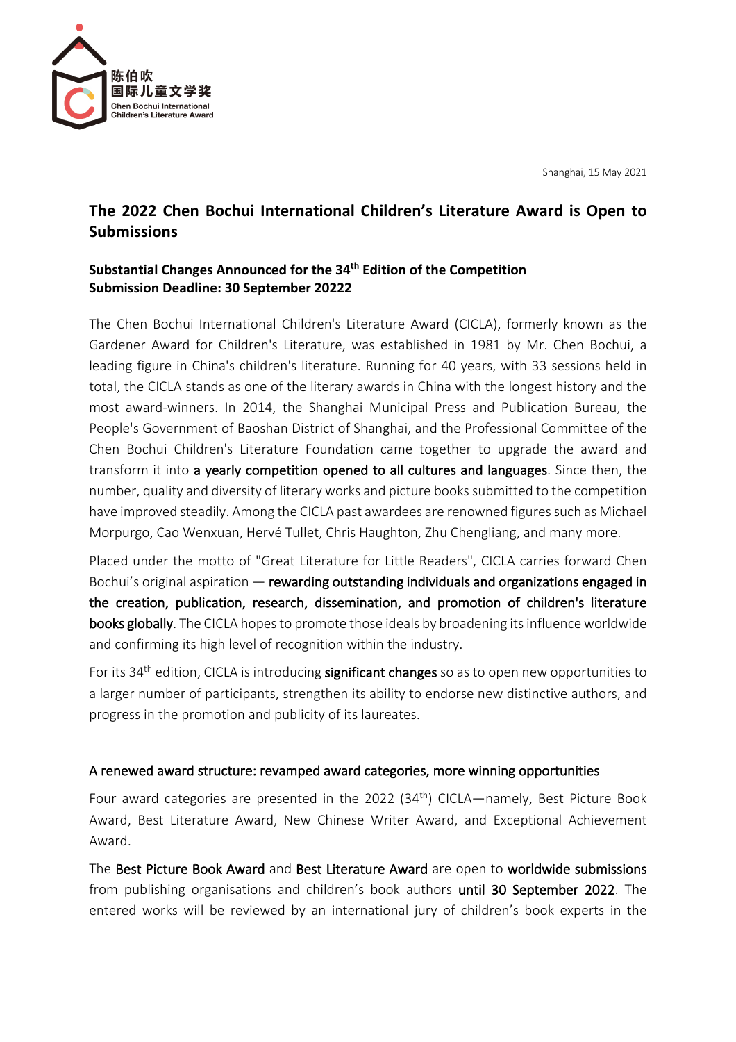陈伯吹
国际儿童文学奖
Chen Bochui International Children's Literature Award

Shanghai, 15 May 2021

# The 2022 Chen Bochui International Children's Literature Award is Open to Submissions

### Substantial Changes Announced for the 34th Edition of the Competition
### Submission Deadline: 30 September 20222

The Chen Bochui International Children's Literature Award (CICLA), formerly known as the Gardener Award for Children's Literature, was established in 1981 by Mr. Chen Bochui, a leading figure in China's children's literature. Running for 40 years, with 33 sessions held in total, the CICLA stands as one of the literary awards in China with the longest history and the most award-winners. In 2014, the Shanghai Municipal Press and Publication Bureau, the People's Government of Baoshan District of Shanghai, and the Professional Committee of the Chen Bochui Children's Literature Foundation came together to upgrade the award and transform it into **a yearly competition opened to all cultures and languages**. Since then, the number, quality and diversity of literary works and picture books submitted to the competition have improved steadily. Among the CICLA past awardees are renowned figures such as Michael Morpurgo, Cao Wenxuan, Hervé Tullet, Chris Haughton, Zhu Chengliang, and many more.

Placed under the motto of "Great Literature for Little Readers", CICLA carries forward Chen Bochui's original aspiration — **rewarding outstanding individuals and organizations engaged in the creation, publication, research, dissemination, and promotion of children's literature books globally**. The CICLA hopes to promote those ideals by broadening its influence worldwide and confirming its high level of recognition within the industry.

For its 34th edition, CICLA is introducing **significant changes** so as to open new opportunities to a larger number of participants, strengthen its ability to endorse new distinctive authors, and progress in the promotion and publicity of its laureates.

### A renewed award structure: revamped award categories, more winning opportunities

Four award categories are presented in the 2022 (34th) CICLA—namely, Best Picture Book Award, Best Literature Award, New Chinese Writer Award, and Exceptional Achievement Award.

The **Best Picture Book Award** and **Best Literature Award** are open to **worldwide submissions** from publishing organisations and children's book authors **until 30 September 2022**. The entered works will be reviewed by an international jury of children's book experts in the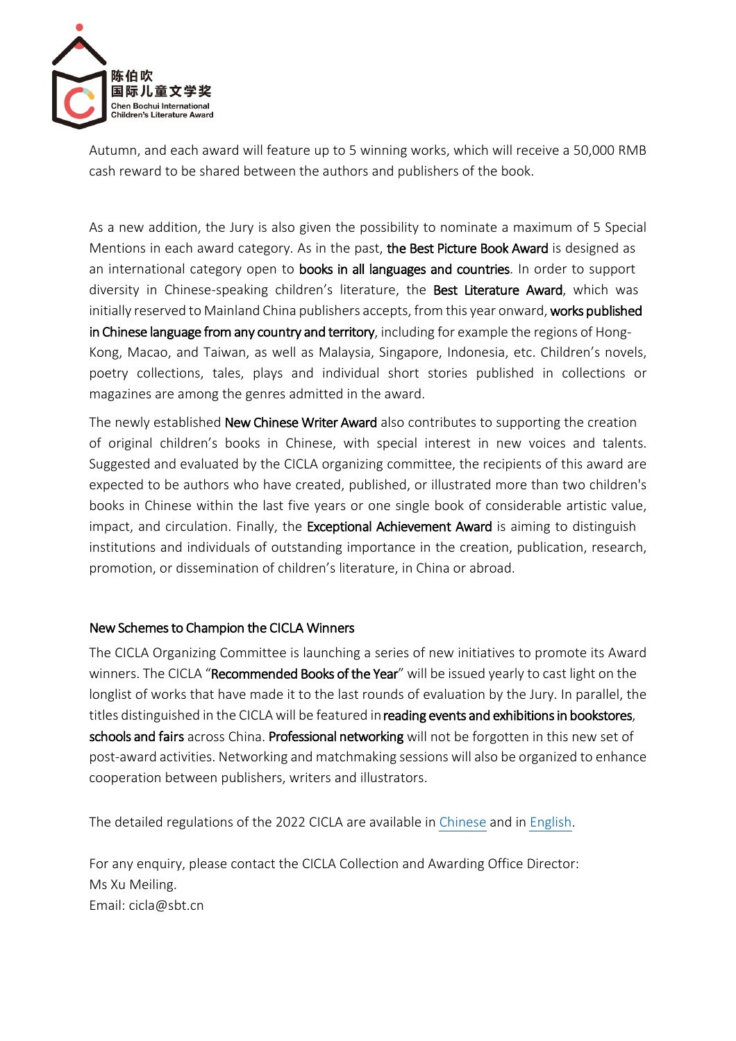Autumn, and each award will feature up to 5 winning works, which will receive a 50,000 RMB cash reward to be shared between the authors and publishers of the book.

As a new addition, the Jury is also given the possibility to nominate a maximum of 5 Special Mentions in each award category. As in the past, **the Best Picture Book Award** is designed as an international category open to **books in all languages and countries**. In order to support diversity in Chinese-speaking children's literature, the **Best Literature Award**, which was initially reserved to Mainland China publishers accepts, from this year onward, **works published in Chinese language from any country and territory**, including for example the regions of Hong-Kong, Macao, and Taiwan, as well as Malaysia, Singapore, Indonesia, etc. Children's novels, poetry collections, tales, plays and individual short stories published in collections or magazines are among the genres admitted in the award.

The newly established **New Chinese Writer Award** also contributes to supporting the creation of original children's books in Chinese, with special interest in new voices and talents. Suggested and evaluated by the CICLA organizing committee, the recipients of this award are expected to be authors who have created, published, or illustrated more than two children's books in Chinese within the last five years or one single book of considerable artistic value, impact, and circulation. Finally, the **Exceptional Achievement Award** is aiming to distinguish institutions and individuals of outstanding importance in the creation, publication, research, promotion, or dissemination of children's literature, in China or abroad.

## New Schemes to Champion the CICLA Winners

The CICLA Organizing Committee is launching a series of new initiatives to promote its Award winners. The CICLA "**Recommended Books of the Year**" will be issued yearly to cast light on the longlist of works that have made it to the last rounds of evaluation by the Jury. In parallel, the titles distinguished in the CICLA will be featured in **reading events and exhibitions in bookstores**, **schools and fairs** across China. **Professional networking** will not be forgotten in this new set of post-award activities. Networking and matchmaking sessions will also be organized to enhance cooperation between publishers, writers and illustrators.

The detailed regulations of the 2022 CICLA are available in Chinese and in English.

For any enquiry, please contact the CICLA Collection and Awarding Office Director:
Ms Xu Meiling.
Email: cicla@sbt.cn